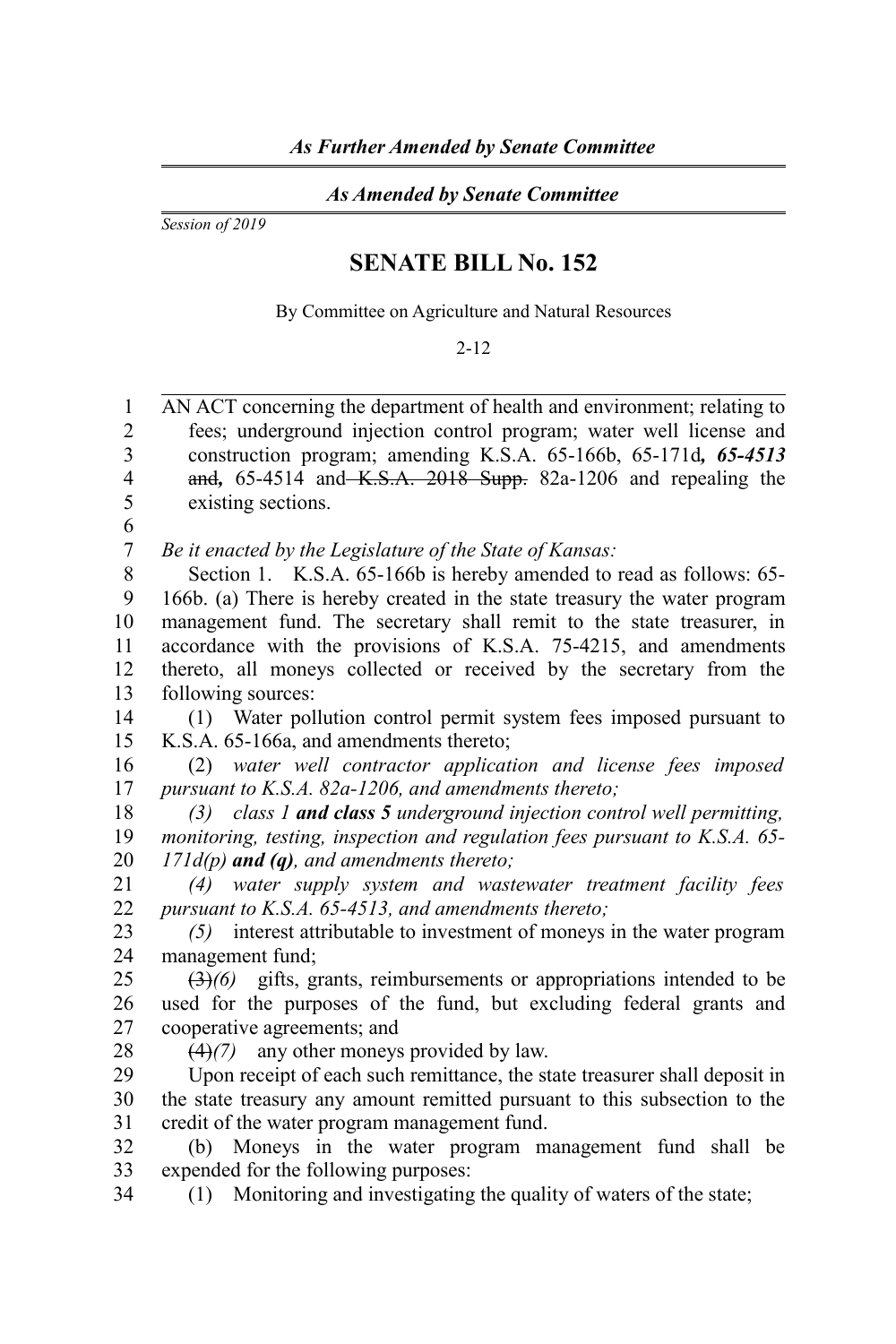*As Further Amended by Senate Committee*

*As Amended by Senate Committee*

*Session of 2019*

# SENATE BILL No. 152

By Committee on Agriculture and Natural Resources

2-12

AN ACT concerning the department of health and environment; relating to fees; underground injection control program; water well license and construction program; amending K.S.A. 65-166b, 65-171d***, 65-4513*** ~~and~~***,*** 65-4514 and ~~K.S.A. 2018 Supp.~~ 82a-1206 and repealing the existing sections.

*Be it enacted by the Legislature of the State of Kansas:*

Section 1. K.S.A. 65-166b is hereby amended to read as follows: 65-166b. (a) There is hereby created in the state treasury the water program management fund. The secretary shall remit to the state treasurer, in accordance with the provisions of K.S.A. 75-4215, and amendments thereto, all moneys collected or received by the secretary from the following sources:

(1) Water pollution control permit system fees imposed pursuant to K.S.A. 65-166a, and amendments thereto;

(2) *water well contractor application and license fees imposed pursuant to K.S.A. 82a-1206, and amendments thereto;*

*(3) class 1* ***and class 5*** *underground injection control well permitting, monitoring, testing, inspection and regulation fees pursuant to K.S.A. 65-171d(p)* ***and (q)****, and amendments thereto;*

*(4) water supply system and wastewater treatment facility fees pursuant to K.S.A. 65-4513, and amendments thereto;*

*(5)* interest attributable to investment of moneys in the water program management fund;

~~(3)~~*(6)* gifts, grants, reimbursements or appropriations intended to be used for the purposes of the fund, but excluding federal grants and cooperative agreements; and

~~(4)~~*(7)* any other moneys provided by law.

Upon receipt of each such remittance, the state treasurer shall deposit in the state treasury any amount remitted pursuant to this subsection to the credit of the water program management fund.

(b) Moneys in the water program management fund shall be expended for the following purposes:

(1) Monitoring and investigating the quality of waters of the state;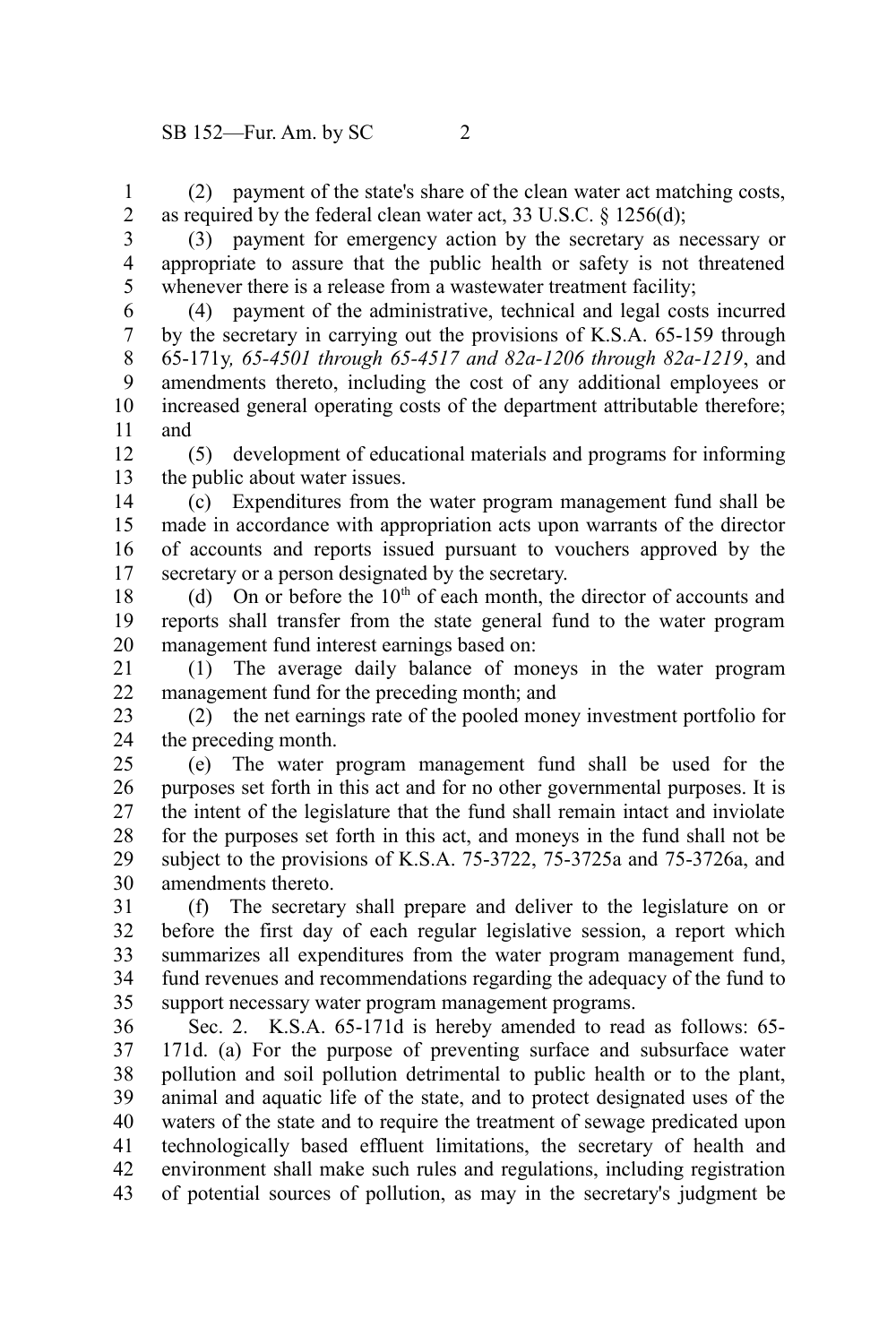(2) payment of the state's share of the clean water act matching costs, as required by the federal clean water act, 33 U.S.C. § 1256(d);

(3) payment for emergency action by the secretary as necessary or appropriate to assure that the public health or safety is not threatened whenever there is a release from a wastewater treatment facility;

(4) payment of the administrative, technical and legal costs incurred by the secretary in carrying out the provisions of K.S.A. 65-159 through 65-171y*, 65-4501 through 65-4517 and 82a-1206 through 82a-1219*, and amendments thereto, including the cost of any additional employees or increased general operating costs of the department attributable therefore; and

(5) development of educational materials and programs for informing the public about water issues.

(c) Expenditures from the water program management fund shall be made in accordance with appropriation acts upon warrants of the director of accounts and reports issued pursuant to vouchers approved by the secretary or a person designated by the secretary.

(d) On or before the 10th of each month, the director of accounts and reports shall transfer from the state general fund to the water program management fund interest earnings based on:

(1) The average daily balance of moneys in the water program management fund for the preceding month; and

(2) the net earnings rate of the pooled money investment portfolio for the preceding month.

(e) The water program management fund shall be used for the purposes set forth in this act and for no other governmental purposes. It is the intent of the legislature that the fund shall remain intact and inviolate for the purposes set forth in this act, and moneys in the fund shall not be subject to the provisions of K.S.A. 75-3722, 75-3725a and 75-3726a, and amendments thereto.

(f) The secretary shall prepare and deliver to the legislature on or before the first day of each regular legislative session, a report which summarizes all expenditures from the water program management fund, fund revenues and recommendations regarding the adequacy of the fund to support necessary water program management programs.

Sec. 2. K.S.A. 65-171d is hereby amended to read as follows: 65-171d. (a) For the purpose of preventing surface and subsurface water pollution and soil pollution detrimental to public health or to the plant, animal and aquatic life of the state, and to protect designated uses of the waters of the state and to require the treatment of sewage predicated upon technologically based effluent limitations, the secretary of health and environment shall make such rules and regulations, including registration of potential sources of pollution, as may in the secretary's judgment be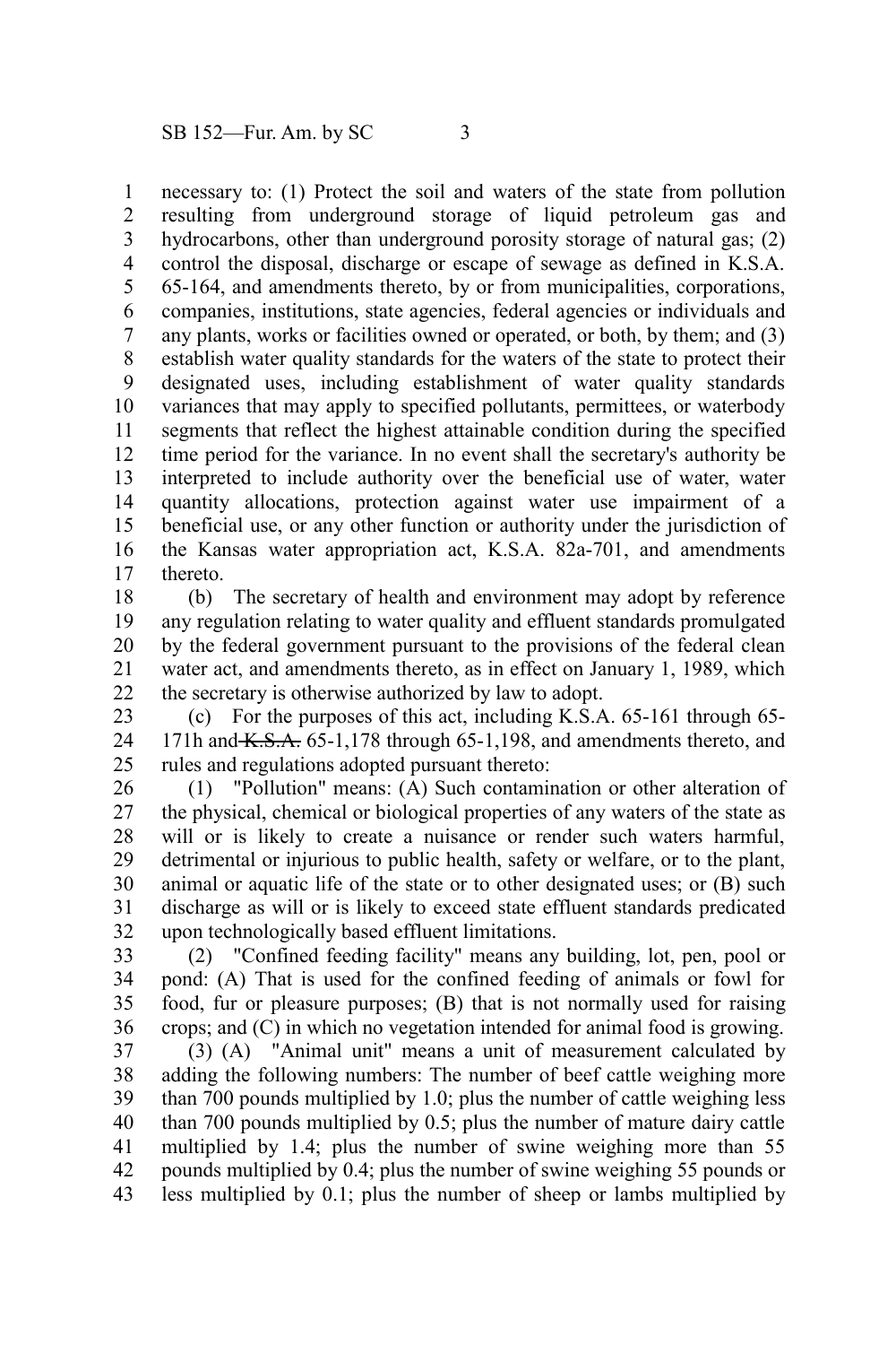necessary to: (1) Protect the soil and waters of the state from pollution resulting from underground storage of liquid petroleum gas and hydrocarbons, other than underground porosity storage of natural gas; (2) control the disposal, discharge or escape of sewage as defined in K.S.A. 65-164, and amendments thereto, by or from municipalities, corporations, companies, institutions, state agencies, federal agencies or individuals and any plants, works or facilities owned or operated, or both, by them; and (3) establish water quality standards for the waters of the state to protect their designated uses, including establishment of water quality standards variances that may apply to specified pollutants, permittees, or waterbody segments that reflect the highest attainable condition during the specified time period for the variance. In no event shall the secretary's authority be interpreted to include authority over the beneficial use of water, water quantity allocations, protection against water use impairment of a beneficial use, or any other function or authority under the jurisdiction of the Kansas water appropriation act, K.S.A. 82a-701, and amendments thereto.

(b) The secretary of health and environment may adopt by reference any regulation relating to water quality and effluent standards promulgated by the federal government pursuant to the provisions of the federal clean water act, and amendments thereto, as in effect on January 1, 1989, which the secretary is otherwise authorized by law to adopt.

(c) For the purposes of this act, including K.S.A. 65-161 through 65-171h and ~~K.S.A.~~ 65-1,178 through 65-1,198, and amendments thereto, and rules and regulations adopted pursuant thereto:

(1) "Pollution" means: (A) Such contamination or other alteration of the physical, chemical or biological properties of any waters of the state as will or is likely to create a nuisance or render such waters harmful, detrimental or injurious to public health, safety or welfare, or to the plant, animal or aquatic life of the state or to other designated uses; or (B) such discharge as will or is likely to exceed state effluent standards predicated upon technologically based effluent limitations.

(2) "Confined feeding facility" means any building, lot, pen, pool or pond: (A) That is used for the confined feeding of animals or fowl for food, fur or pleasure purposes; (B) that is not normally used for raising crops; and (C) in which no vegetation intended for animal food is growing.

(3) (A) "Animal unit" means a unit of measurement calculated by adding the following numbers: The number of beef cattle weighing more than 700 pounds multiplied by 1.0; plus the number of cattle weighing less than 700 pounds multiplied by 0.5; plus the number of mature dairy cattle multiplied by 1.4; plus the number of swine weighing more than 55 pounds multiplied by 0.4; plus the number of swine weighing 55 pounds or less multiplied by 0.1; plus the number of sheep or lambs multiplied by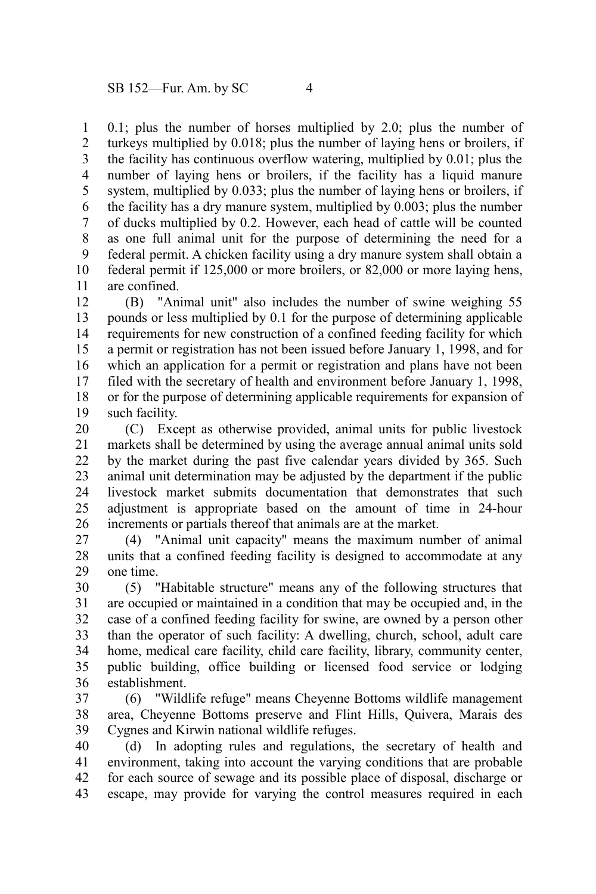0.1; plus the number of horses multiplied by 2.0; plus the number of turkeys multiplied by 0.018; plus the number of laying hens or broilers, if the facility has continuous overflow watering, multiplied by 0.01; plus the number of laying hens or broilers, if the facility has a liquid manure system, multiplied by 0.033; plus the number of laying hens or broilers, if the facility has a dry manure system, multiplied by 0.003; plus the number of ducks multiplied by 0.2. However, each head of cattle will be counted as one full animal unit for the purpose of determining the need for a federal permit. A chicken facility using a dry manure system shall obtain a federal permit if 125,000 or more broilers, or 82,000 or more laying hens, are confined.

(B) "Animal unit" also includes the number of swine weighing 55 pounds or less multiplied by 0.1 for the purpose of determining applicable requirements for new construction of a confined feeding facility for which a permit or registration has not been issued before January 1, 1998, and for which an application for a permit or registration and plans have not been filed with the secretary of health and environment before January 1, 1998, or for the purpose of determining applicable requirements for expansion of such facility.

(C) Except as otherwise provided, animal units for public livestock markets shall be determined by using the average annual animal units sold by the market during the past five calendar years divided by 365. Such animal unit determination may be adjusted by the department if the public livestock market submits documentation that demonstrates that such adjustment is appropriate based on the amount of time in 24-hour increments or partials thereof that animals are at the market.

(4) "Animal unit capacity" means the maximum number of animal units that a confined feeding facility is designed to accommodate at any one time.

(5) "Habitable structure" means any of the following structures that are occupied or maintained in a condition that may be occupied and, in the case of a confined feeding facility for swine, are owned by a person other than the operator of such facility: A dwelling, church, school, adult care home, medical care facility, child care facility, library, community center, public building, office building or licensed food service or lodging establishment.

(6) "Wildlife refuge" means Cheyenne Bottoms wildlife management area, Cheyenne Bottoms preserve and Flint Hills, Quivera, Marais des Cygnes and Kirwin national wildlife refuges.

(d) In adopting rules and regulations, the secretary of health and environment, taking into account the varying conditions that are probable for each source of sewage and its possible place of disposal, discharge or escape, may provide for varying the control measures required in each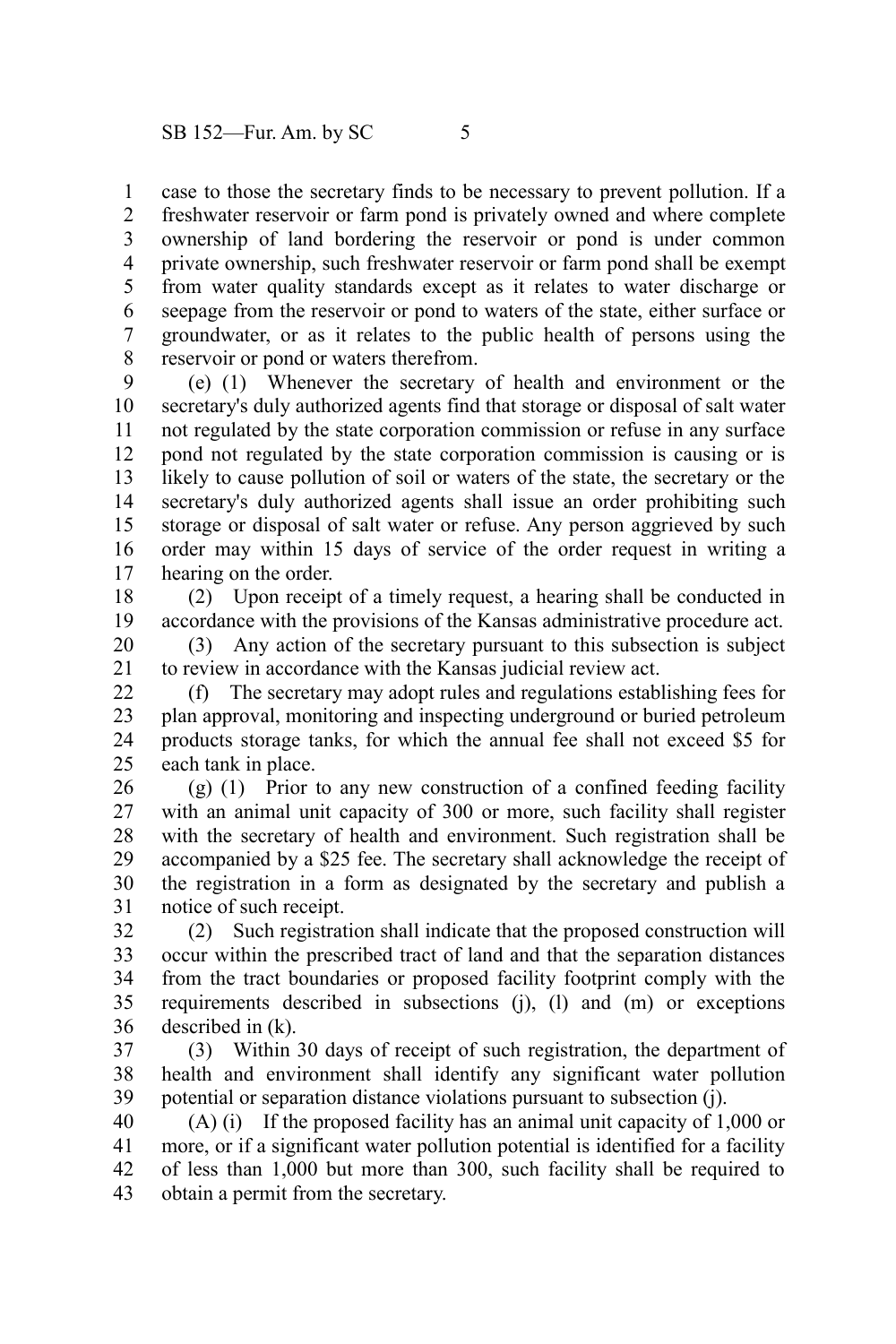case to those the secretary finds to be necessary to prevent pollution. If a freshwater reservoir or farm pond is privately owned and where complete ownership of land bordering the reservoir or pond is under common private ownership, such freshwater reservoir or farm pond shall be exempt from water quality standards except as it relates to water discharge or seepage from the reservoir or pond to waters of the state, either surface or groundwater, or as it relates to the public health of persons using the reservoir or pond or waters therefrom.

(e) (1) Whenever the secretary of health and environment or the secretary's duly authorized agents find that storage or disposal of salt water not regulated by the state corporation commission or refuse in any surface pond not regulated by the state corporation commission is causing or is likely to cause pollution of soil or waters of the state, the secretary or the secretary's duly authorized agents shall issue an order prohibiting such storage or disposal of salt water or refuse. Any person aggrieved by such order may within 15 days of service of the order request in writing a hearing on the order.

(2) Upon receipt of a timely request, a hearing shall be conducted in accordance with the provisions of the Kansas administrative procedure act.

(3) Any action of the secretary pursuant to this subsection is subject to review in accordance with the Kansas judicial review act.

(f) The secretary may adopt rules and regulations establishing fees for plan approval, monitoring and inspecting underground or buried petroleum products storage tanks, for which the annual fee shall not exceed $5 for each tank in place.

(g) (1) Prior to any new construction of a confined feeding facility with an animal unit capacity of 300 or more, such facility shall register with the secretary of health and environment. Such registration shall be accompanied by a $25 fee. The secretary shall acknowledge the receipt of the registration in a form as designated by the secretary and publish a notice of such receipt.

(2) Such registration shall indicate that the proposed construction will occur within the prescribed tract of land and that the separation distances from the tract boundaries or proposed facility footprint comply with the requirements described in subsections (j), (l) and (m) or exceptions described in (k).

(3) Within 30 days of receipt of such registration, the department of health and environment shall identify any significant water pollution potential or separation distance violations pursuant to subsection (j).

(A) (i) If the proposed facility has an animal unit capacity of 1,000 or more, or if a significant water pollution potential is identified for a facility of less than 1,000 but more than 300, such facility shall be required to obtain a permit from the secretary.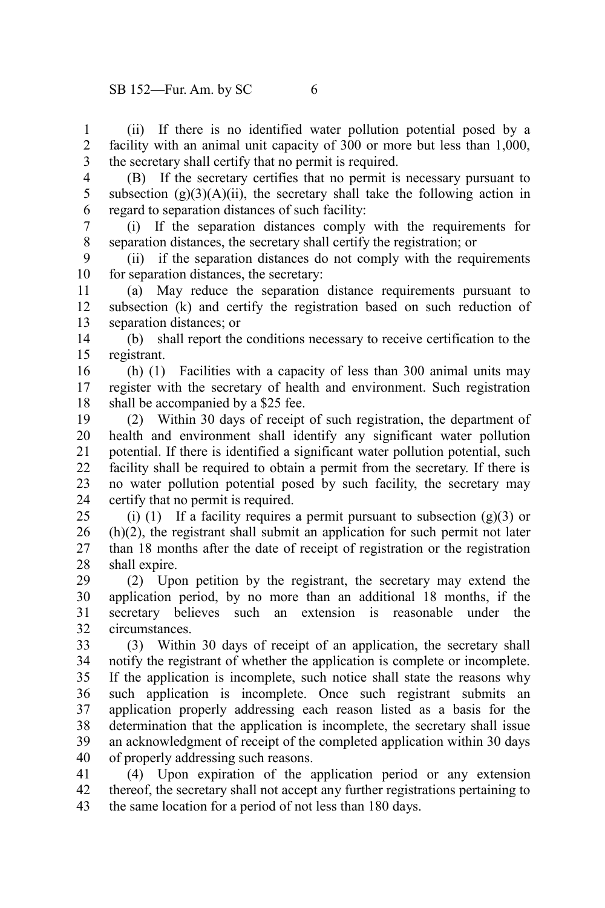(ii) If there is no identified water pollution potential posed by a facility with an animal unit capacity of 300 or more but less than 1,000, the secretary shall certify that no permit is required.

(B) If the secretary certifies that no permit is necessary pursuant to subsection (g)(3)(A)(ii), the secretary shall take the following action in regard to separation distances of such facility:

(i) If the separation distances comply with the requirements for separation distances, the secretary shall certify the registration; or

(ii) if the separation distances do not comply with the requirements for separation distances, the secretary:

(a) May reduce the separation distance requirements pursuant to subsection (k) and certify the registration based on such reduction of separation distances; or

(b) shall report the conditions necessary to receive certification to the registrant.

(h) (1) Facilities with a capacity of less than 300 animal units may register with the secretary of health and environment. Such registration shall be accompanied by a $25 fee.

(2) Within 30 days of receipt of such registration, the department of health and environment shall identify any significant water pollution potential. If there is identified a significant water pollution potential, such facility shall be required to obtain a permit from the secretary. If there is no water pollution potential posed by such facility, the secretary may certify that no permit is required.

(i) (1) If a facility requires a permit pursuant to subsection (g)(3) or (h)(2), the registrant shall submit an application for such permit not later than 18 months after the date of receipt of registration or the registration shall expire.

(2) Upon petition by the registrant, the secretary may extend the application period, by no more than an additional 18 months, if the secretary believes such an extension is reasonable under the circumstances.

(3) Within 30 days of receipt of an application, the secretary shall notify the registrant of whether the application is complete or incomplete. If the application is incomplete, such notice shall state the reasons why such application is incomplete. Once such registrant submits an application properly addressing each reason listed as a basis for the determination that the application is incomplete, the secretary shall issue an acknowledgment of receipt of the completed application within 30 days of properly addressing such reasons.

(4) Upon expiration of the application period or any extension thereof, the secretary shall not accept any further registrations pertaining to the same location for a period of not less than 180 days.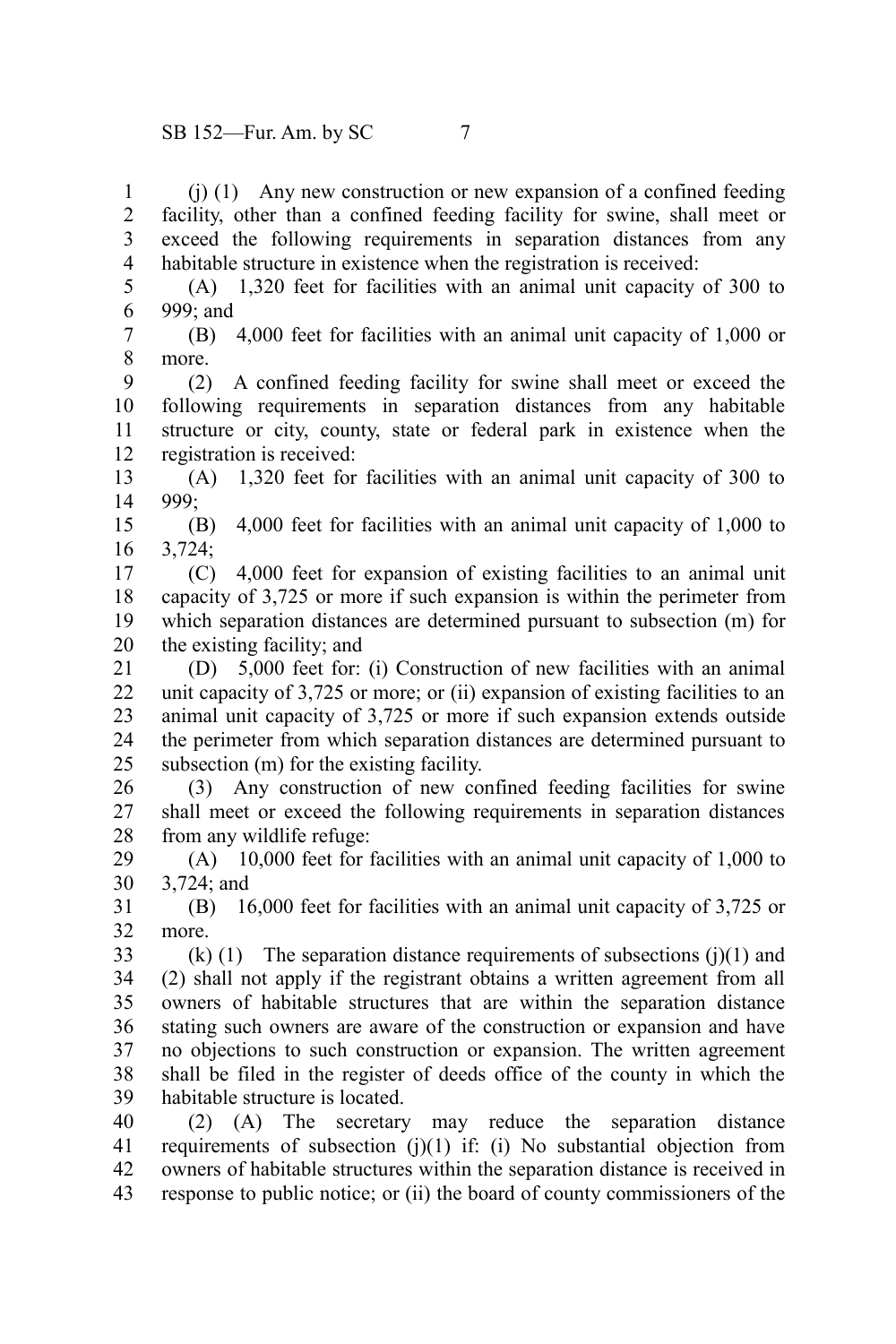(j) (1) Any new construction or new expansion of a confined feeding facility, other than a confined feeding facility for swine, shall meet or exceed the following requirements in separation distances from any habitable structure in existence when the registration is received:

(A) 1,320 feet for facilities with an animal unit capacity of 300 to 999; and

(B) 4,000 feet for facilities with an animal unit capacity of 1,000 or more.

(2) A confined feeding facility for swine shall meet or exceed the following requirements in separation distances from any habitable structure or city, county, state or federal park in existence when the registration is received:

(A) 1,320 feet for facilities with an animal unit capacity of 300 to 999;

(B) 4,000 feet for facilities with an animal unit capacity of 1,000 to 3,724;

(C) 4,000 feet for expansion of existing facilities to an animal unit capacity of 3,725 or more if such expansion is within the perimeter from which separation distances are determined pursuant to subsection (m) for the existing facility; and

(D) 5,000 feet for: (i) Construction of new facilities with an animal unit capacity of 3,725 or more; or (ii) expansion of existing facilities to an animal unit capacity of 3,725 or more if such expansion extends outside the perimeter from which separation distances are determined pursuant to subsection (m) for the existing facility.

(3) Any construction of new confined feeding facilities for swine shall meet or exceed the following requirements in separation distances from any wildlife refuge:

(A) 10,000 feet for facilities with an animal unit capacity of 1,000 to 3,724; and

(B) 16,000 feet for facilities with an animal unit capacity of 3,725 or more.

(k) (1) The separation distance requirements of subsections (j)(1) and (2) shall not apply if the registrant obtains a written agreement from all owners of habitable structures that are within the separation distance stating such owners are aware of the construction or expansion and have no objections to such construction or expansion. The written agreement shall be filed in the register of deeds office of the county in which the habitable structure is located.

(2) (A) The secretary may reduce the separation distance requirements of subsection (j)(1) if: (i) No substantial objection from owners of habitable structures within the separation distance is received in response to public notice; or (ii) the board of county commissioners of the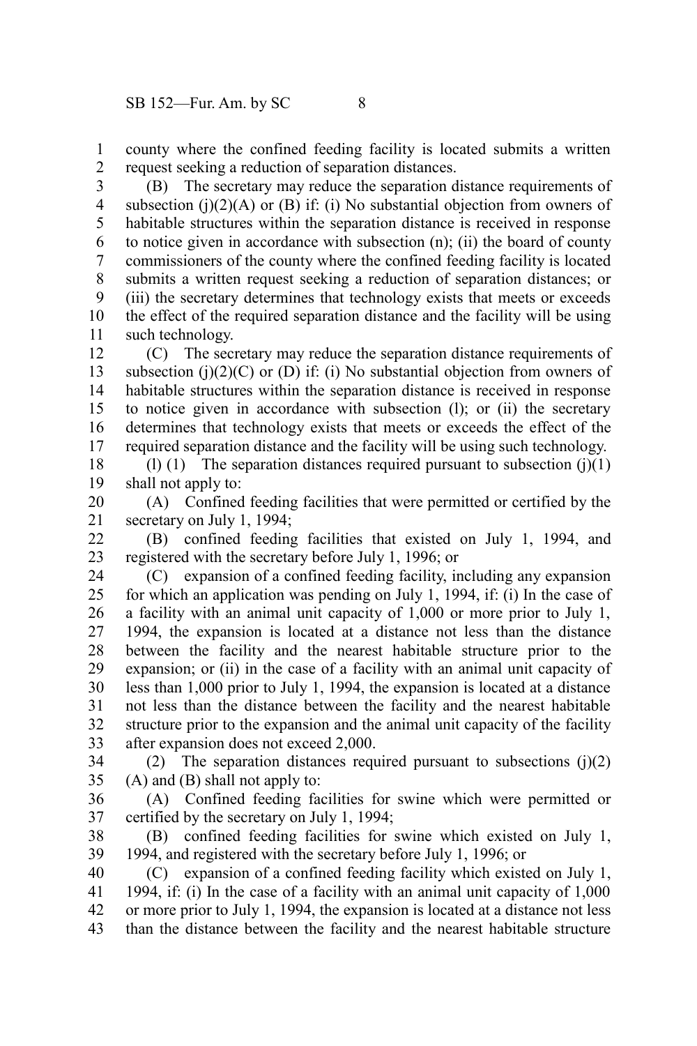county where the confined feeding facility is located submits a written request seeking a reduction of separation distances.

(B) The secretary may reduce the separation distance requirements of subsection (j)(2)(A) or (B) if: (i) No substantial objection from owners of habitable structures within the separation distance is received in response to notice given in accordance with subsection (n); (ii) the board of county commissioners of the county where the confined feeding facility is located submits a written request seeking a reduction of separation distances; or (iii) the secretary determines that technology exists that meets or exceeds the effect of the required separation distance and the facility will be using such technology.

(C) The secretary may reduce the separation distance requirements of subsection (j)(2)(C) or (D) if: (i) No substantial objection from owners of habitable structures within the separation distance is received in response to notice given in accordance with subsection (l); or (ii) the secretary determines that technology exists that meets or exceeds the effect of the required separation distance and the facility will be using such technology.

(l) (1) The separation distances required pursuant to subsection (j)(1) shall not apply to:

(A) Confined feeding facilities that were permitted or certified by the secretary on July 1, 1994;

(B) confined feeding facilities that existed on July 1, 1994, and registered with the secretary before July 1, 1996; or

(C) expansion of a confined feeding facility, including any expansion for which an application was pending on July 1, 1994, if: (i) In the case of a facility with an animal unit capacity of 1,000 or more prior to July 1, 1994, the expansion is located at a distance not less than the distance between the facility and the nearest habitable structure prior to the expansion; or (ii) in the case of a facility with an animal unit capacity of less than 1,000 prior to July 1, 1994, the expansion is located at a distance not less than the distance between the facility and the nearest habitable structure prior to the expansion and the animal unit capacity of the facility after expansion does not exceed 2,000.

(2) The separation distances required pursuant to subsections (j)(2) (A) and (B) shall not apply to:

(A) Confined feeding facilities for swine which were permitted or certified by the secretary on July 1, 1994;

(B) confined feeding facilities for swine which existed on July 1, 1994, and registered with the secretary before July 1, 1996; or

(C) expansion of a confined feeding facility which existed on July 1, 1994, if: (i) In the case of a facility with an animal unit capacity of 1,000 or more prior to July 1, 1994, the expansion is located at a distance not less than the distance between the facility and the nearest habitable structure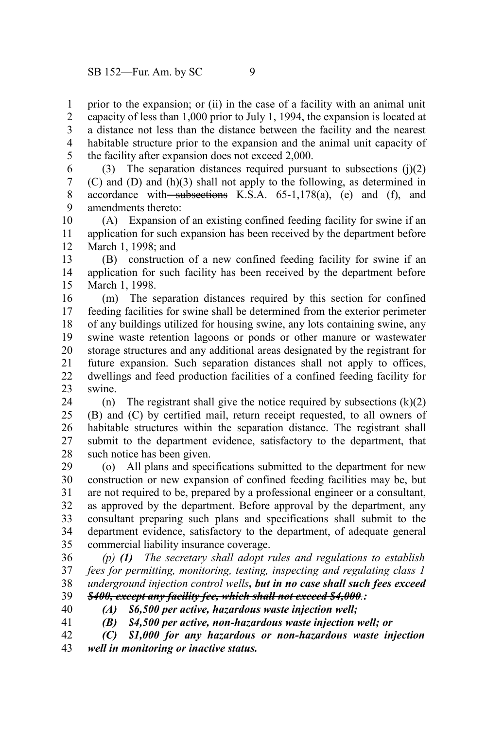prior to the expansion; or (ii) in the case of a facility with an animal unit capacity of less than 1,000 prior to July 1, 1994, the expansion is located at a distance not less than the distance between the facility and the nearest habitable structure prior to the expansion and the animal unit capacity of the facility after expansion does not exceed 2,000.

(3) The separation distances required pursuant to subsections (j)(2)(C) and (D) and (h)(3) shall not apply to the following, as determined in accordance with ~~subsections~~ K.S.A. 65-1,178(a), (e) and (f), and amendments thereto:

(A) Expansion of an existing confined feeding facility for swine if an application for such expansion has been received by the department before March 1, 1998; and

(B) construction of a new confined feeding facility for swine if an application for such facility has been received by the department before March 1, 1998.

(m) The separation distances required by this section for confined feeding facilities for swine shall be determined from the exterior perimeter of any buildings utilized for housing swine, any lots containing swine, any swine waste retention lagoons or ponds or other manure or wastewater storage structures and any additional areas designated by the registrant for future expansion. Such separation distances shall not apply to offices, dwellings and feed production facilities of a confined feeding facility for swine.

(n) The registrant shall give the notice required by subsections (k)(2)(B) and (C) by certified mail, return receipt requested, to all owners of habitable structures within the separation distance. The registrant shall submit to the department evidence, satisfactory to the department, that such notice has been given.

(o) All plans and specifications submitted to the department for new construction or new expansion of confined feeding facilities may be, but are not required to be, prepared by a professional engineer or a consultant, as approved by the department. Before approval by the department, any consultant preparing such plans and specifications shall submit to the department evidence, satisfactory to the department, of adequate general commercial liability insurance coverage.

*(p)* ***(1)*** *The secretary shall adopt rules and regulations to establish fees for permitting, monitoring, testing, inspecting and regulating class 1 underground injection control wells****, but in no case shall such fees exceed*** ~~***$400, except any facility fee, which shall not exceed $4,000.***~~***:***

***(A) $6,500 per active, hazardous waste injection well;***

***(B) $4,500 per active, non-hazardous waste injection well; or***

***(C) $1,000 for any hazardous or non-hazardous waste injection well in monitoring or inactive status.***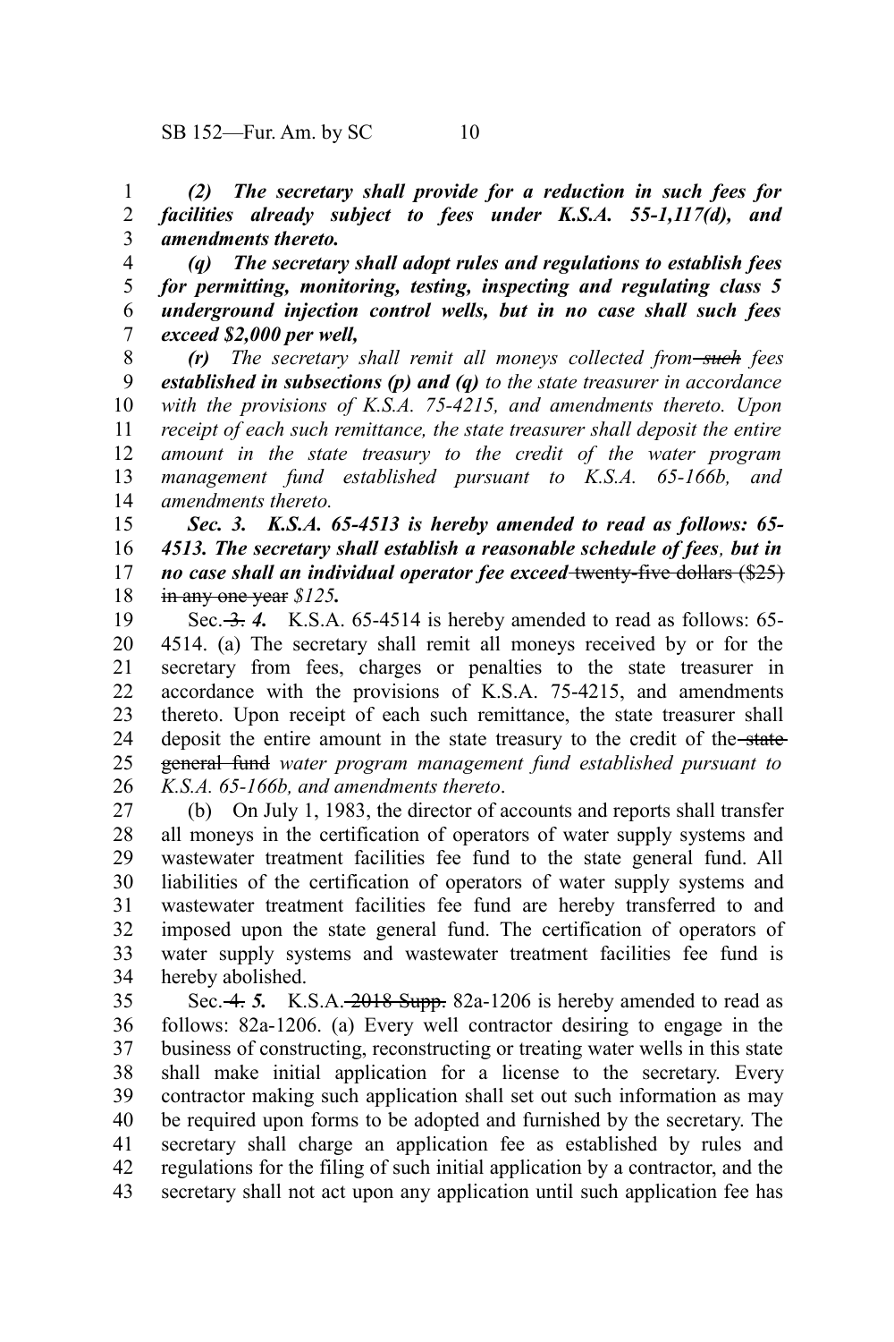***(2) The secretary shall provide for a reduction in such fees for facilities already subject to fees under K.S.A. 55-1,117(d), and amendments thereto.***

***(q) The secretary shall adopt rules and regulations to establish fees for permitting, monitoring, testing, inspecting and regulating class 5 underground injection control wells, but in no case shall such fees exceed $2,000 per well,***

*(r) The secretary shall remit all moneys collected from* ~~*such*~~ *fees* ***established in subsections (p) and (q)*** *to the state treasurer in accordance with the provisions of K.S.A. 75-4215, and amendments thereto. Upon receipt of each such remittance, the state treasurer shall deposit the entire amount in the state treasury to the credit of the water program management fund established pursuant to K.S.A. 65-166b, and amendments thereto.*

***Sec. 3. K.S.A. 65-4513 is hereby amended to read as follows: 65-4513. The secretary shall establish a reasonable schedule of fees, but in no case shall an individual operator fee exceed*** ~~twenty-five dollars ($25) in any one year~~ ***$125.***

Sec. ~~3.~~ ***4.*** K.S.A. 65-4514 is hereby amended to read as follows: 65-4514. (a) The secretary shall remit all moneys received by or for the secretary from fees, charges or penalties to the state treasurer in accordance with the provisions of K.S.A. 75-4215, and amendments thereto. Upon receipt of each such remittance, the state treasurer shall deposit the entire amount in the state treasury to the credit of the ~~state general fund~~ *water program management fund established pursuant to K.S.A. 65-166b, and amendments thereto*.

(b) On July 1, 1983, the director of accounts and reports shall transfer all moneys in the certification of operators of water supply systems and wastewater treatment facilities fee fund to the state general fund. All liabilities of the certification of operators of water supply systems and wastewater treatment facilities fee fund are hereby transferred to and imposed upon the state general fund. The certification of operators of water supply systems and wastewater treatment facilities fee fund is hereby abolished.

Sec. ~~4.~~ ***5.*** K.S.A. ~~2018 Supp.~~ 82a-1206 is hereby amended to read as follows: 82a-1206. (a) Every well contractor desiring to engage in the business of constructing, reconstructing or treating water wells in this state shall make initial application for a license to the secretary. Every contractor making such application shall set out such information as may be required upon forms to be adopted and furnished by the secretary. The secretary shall charge an application fee as established by rules and regulations for the filing of such initial application by a contractor, and the secretary shall not act upon any application until such application fee has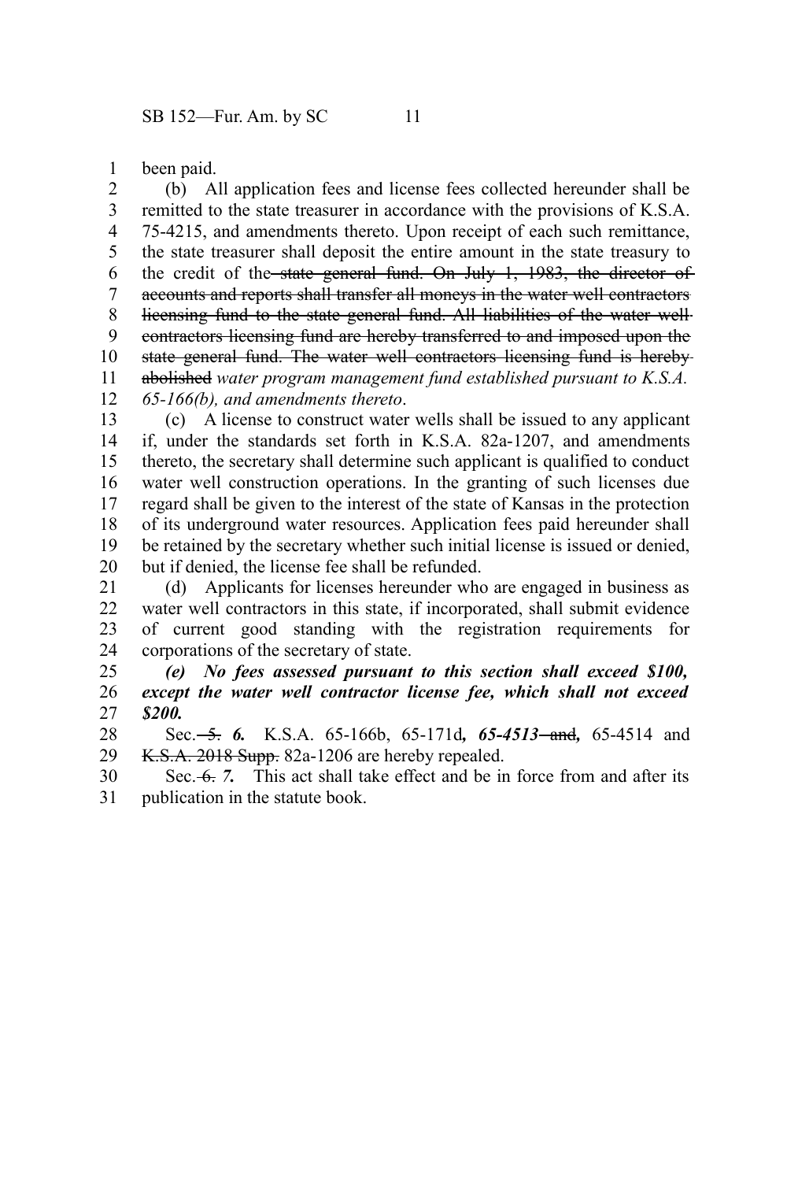been paid.

(b) All application fees and license fees collected hereunder shall be remitted to the state treasurer in accordance with the provisions of K.S.A. 75-4215, and amendments thereto. Upon receipt of each such remittance, the state treasurer shall deposit the entire amount in the state treasury to the credit of the ~~state general fund. On July 1, 1983, the director of accounts and reports shall transfer all moneys in the water well contractors licensing fund to the state general fund. All liabilities of the water well contractors licensing fund are hereby transferred to and imposed upon the state general fund. The water well contractors licensing fund is hereby abolished~~ *water program management fund established pursuant to K.S.A. 65-166(b), and amendments thereto*.

(c) A license to construct water wells shall be issued to any applicant if, under the standards set forth in K.S.A. 82a-1207, and amendments thereto, the secretary shall determine such applicant is qualified to conduct water well construction operations. In the granting of such licenses due regard shall be given to the interest of the state of Kansas in the protection of its underground water resources. Application fees paid hereunder shall be retained by the secretary whether such initial license is issued or denied, but if denied, the license fee shall be refunded.

(d) Applicants for licenses hereunder who are engaged in business as water well contractors in this state, if incorporated, shall submit evidence of current good standing with the registration requirements for corporations of the secretary of state.

***(e) No fees assessed pursuant to this section shall exceed $100, except the water well contractor license fee, which shall not exceed $200.***

Sec. ~~5.~~ ***6.*** K.S.A. 65-166b, 65-171d***, 65-4513*** ~~and~~***,*** 65-4514 and ~~K.S.A. 2018 Supp.~~ 82a-1206 are hereby repealed.

Sec. ~~6.~~ ***7.*** This act shall take effect and be in force from and after its publication in the statute book.